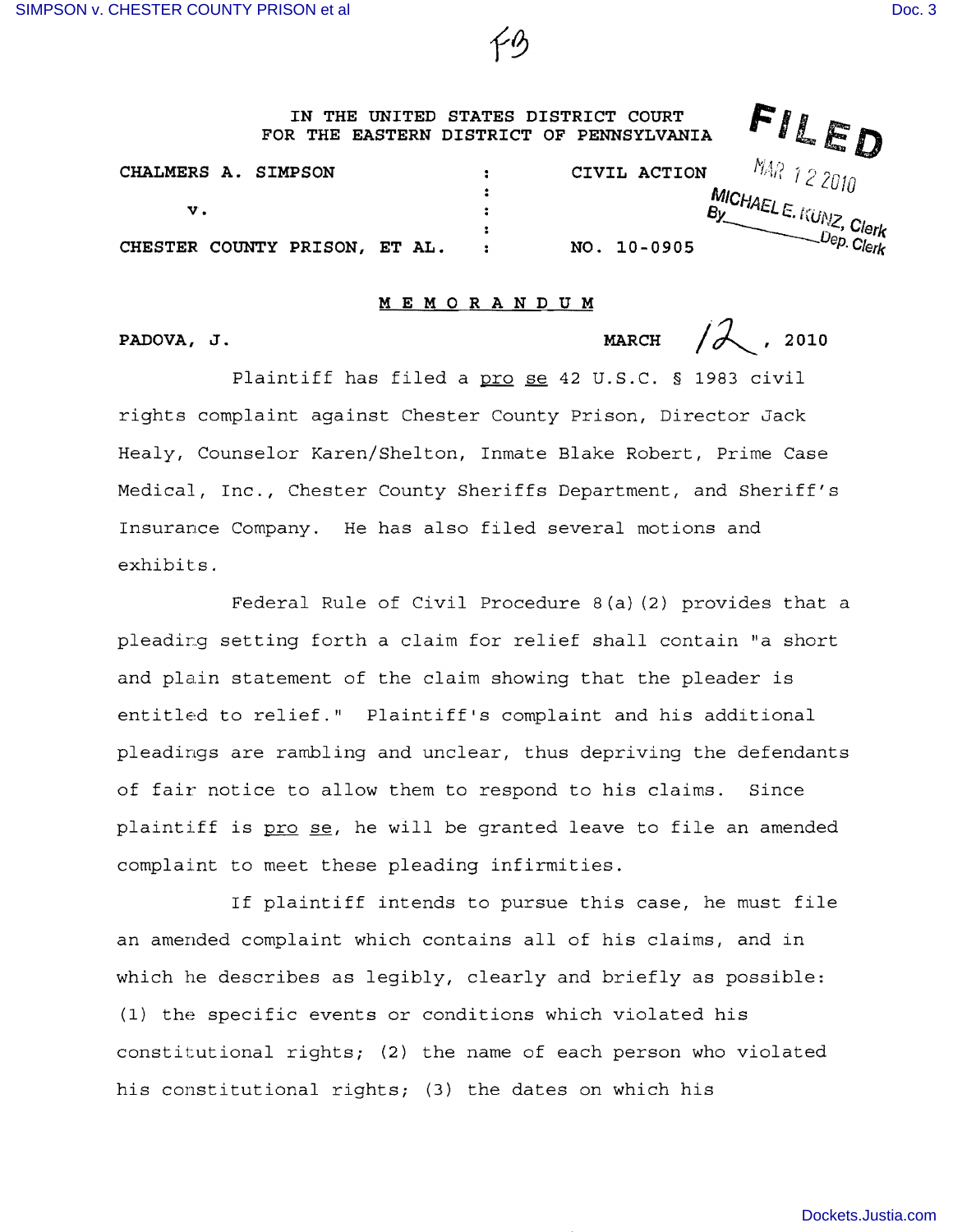IN THE UNITED STATES DISTRICT COURT
FOR THE EASTERN DISTRICT OF PENNSYLVANIA

FILED
MAR 12 2010
MICHAEL E. KUNZ, Clerk
By_______ Dep. Clerk

| | | |
|---|---|---|
| CHALMERS A. SIMPSON | : | CIVIL ACTION |
| | : | |
| v. | : | |
| | : | |
| CHESTER COUNTY PRISON, ET AL. | : | NO. 10-0905 |

## MEMORANDUM

PADOVA, J. MARCH 12, 2010

Plaintiff has filed a pro se 42 U.S.C. § 1983 civil rights complaint against Chester County Prison, Director Jack Healy, Counselor Karen/Shelton, Inmate Blake Robert, Prime Case Medical, Inc., Chester County Sheriffs Department, and Sheriff's Insurance Company. He has also filed several motions and exhibits.

Federal Rule of Civil Procedure 8(a)(2) provides that a pleading setting forth a claim for relief shall contain "a short and plain statement of the claim showing that the pleader is entitled to relief." Plaintiff's complaint and his additional pleadings are rambling and unclear, thus depriving the defendants of fair notice to allow them to respond to his claims. Since plaintiff is pro se, he will be granted leave to file an amended complaint to meet these pleading infirmities.

If plaintiff intends to pursue this case, he must file an amended complaint which contains all of his claims, and in which he describes as legibly, clearly and briefly as possible: (1) the specific events or conditions which violated his constitutional rights; (2) the name of each person who violated his constitutional rights; (3) the dates on which his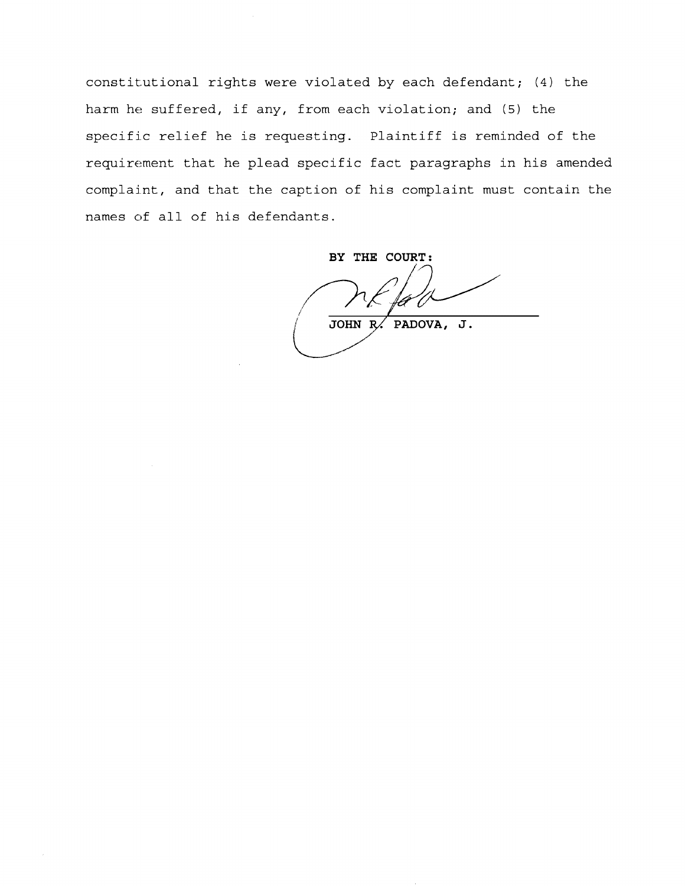constitutional rights were violated by each defendant; (4) the harm he suffered, if any, from each violation; and (5) the specific relief he is requesting. Plaintiff is reminded of the requirement that he plead specific fact paragraphs in his amended complaint, and that the caption of his complaint must contain the names of all of his defendants.

**BY THE COURT:**

**JOHN R. PADOVA, J.**